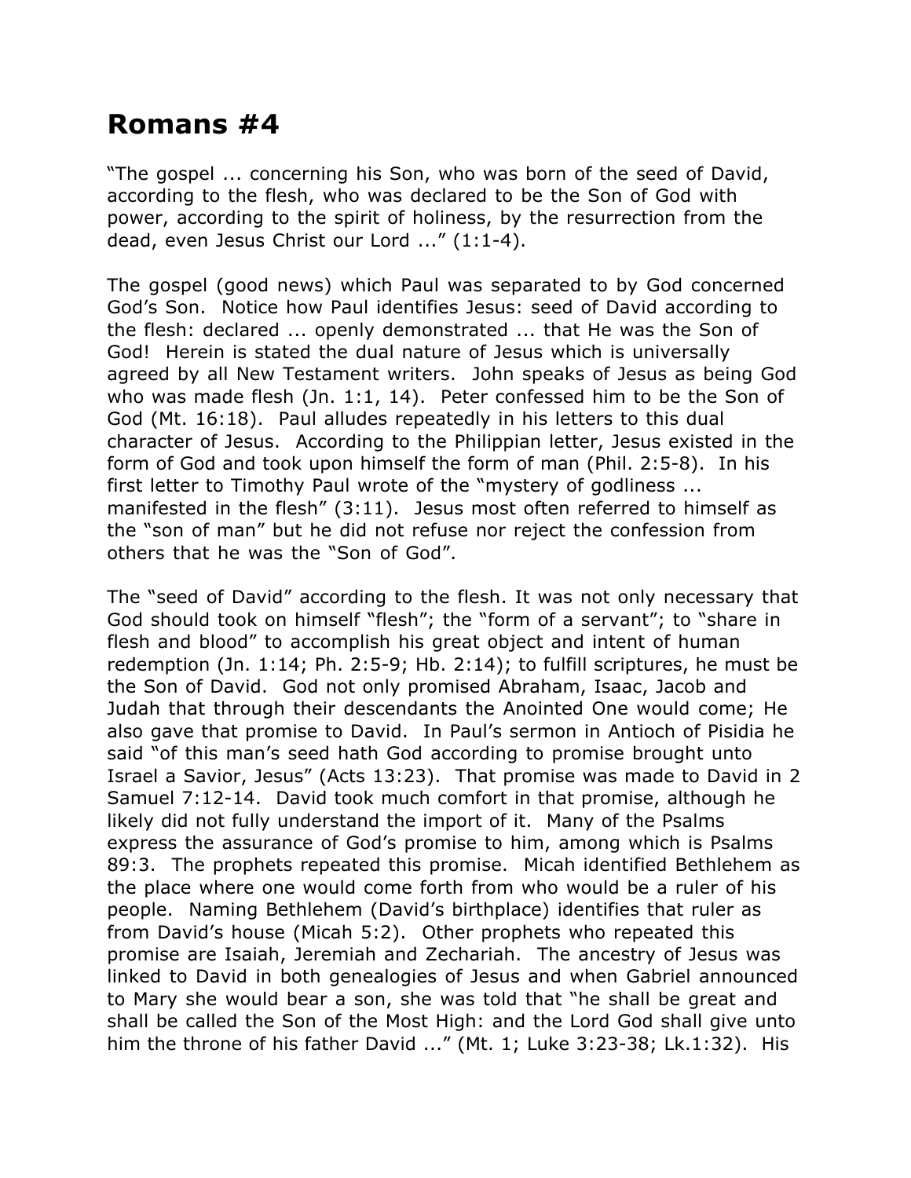# Romans #4

"The gospel ... concerning his Son, who was born of the seed of David, according to the flesh, who was declared to be the Son of God with power, according to the spirit of holiness, by the resurrection from the dead, even Jesus Christ our Lord ..." (1:1-4).

The gospel (good news) which Paul was separated to by God concerned God's Son. Notice how Paul identifies Jesus: seed of David according to the flesh: declared ... openly demonstrated ... that He was the Son of God! Herein is stated the dual nature of Jesus which is universally agreed by all New Testament writers. John speaks of Jesus as being God who was made flesh (Jn. 1:1, 14). Peter confessed him to be the Son of God (Mt. 16:18). Paul alludes repeatedly in his letters to this dual character of Jesus. According to the Philippian letter, Jesus existed in the form of God and took upon himself the form of man (Phil. 2:5-8). In his first letter to Timothy Paul wrote of the "mystery of godliness ... manifested in the flesh" (3:11). Jesus most often referred to himself as the "son of man" but he did not refuse nor reject the confession from others that he was the "Son of God".

The "seed of David" according to the flesh. It was not only necessary that God should took on himself "flesh"; the "form of a servant"; to "share in flesh and blood" to accomplish his great object and intent of human redemption (Jn. 1:14; Ph. 2:5-9; Hb. 2:14); to fulfill scriptures, he must be the Son of David. God not only promised Abraham, Isaac, Jacob and Judah that through their descendants the Anointed One would come; He also gave that promise to David. In Paul's sermon in Antioch of Pisidia he said "of this man's seed hath God according to promise brought unto Israel a Savior, Jesus" (Acts 13:23). That promise was made to David in 2 Samuel 7:12-14. David took much comfort in that promise, although he likely did not fully understand the import of it. Many of the Psalms express the assurance of God's promise to him, among which is Psalms 89:3. The prophets repeated this promise. Micah identified Bethlehem as the place where one would come forth from who would be a ruler of his people. Naming Bethlehem (David's birthplace) identifies that ruler as from David's house (Micah 5:2). Other prophets who repeated this promise are Isaiah, Jeremiah and Zechariah. The ancestry of Jesus was linked to David in both genealogies of Jesus and when Gabriel announced to Mary she would bear a son, she was told that "he shall be great and shall be called the Son of the Most High: and the Lord God shall give unto him the throne of his father David ..." (Mt. 1; Luke 3:23-38; Lk.1:32). His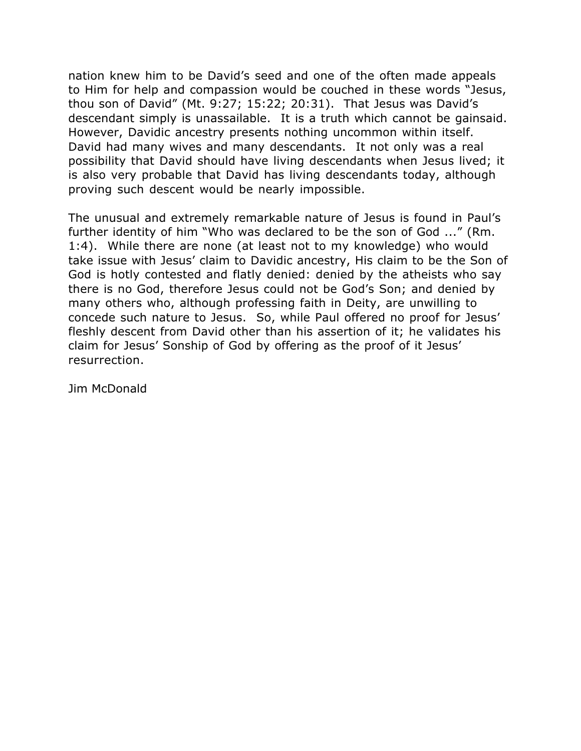nation knew him to be David's seed and one of the often made appeals to Him for help and compassion would be couched in these words "Jesus, thou son of David" (Mt. 9:27; 15:22; 20:31). That Jesus was David's descendant simply is unassailable. It is a truth which cannot be gainsaid. However, Davidic ancestry presents nothing uncommon within itself. David had many wives and many descendants. It not only was a real possibility that David should have living descendants when Jesus lived; it is also very probable that David has living descendants today, although proving such descent would be nearly impossible.

The unusual and extremely remarkable nature of Jesus is found in Paul's further identity of him "Who was declared to be the son of God ..." (Rm. 1:4). While there are none (at least not to my knowledge) who would take issue with Jesus' claim to Davidic ancestry, His claim to be the Son of God is hotly contested and flatly denied: denied by the atheists who say there is no God, therefore Jesus could not be God's Son; and denied by many others who, although professing faith in Deity, are unwilling to concede such nature to Jesus. So, while Paul offered no proof for Jesus' fleshly descent from David other than his assertion of it; he validates his claim for Jesus' Sonship of God by offering as the proof of it Jesus' resurrection.

Jim McDonald